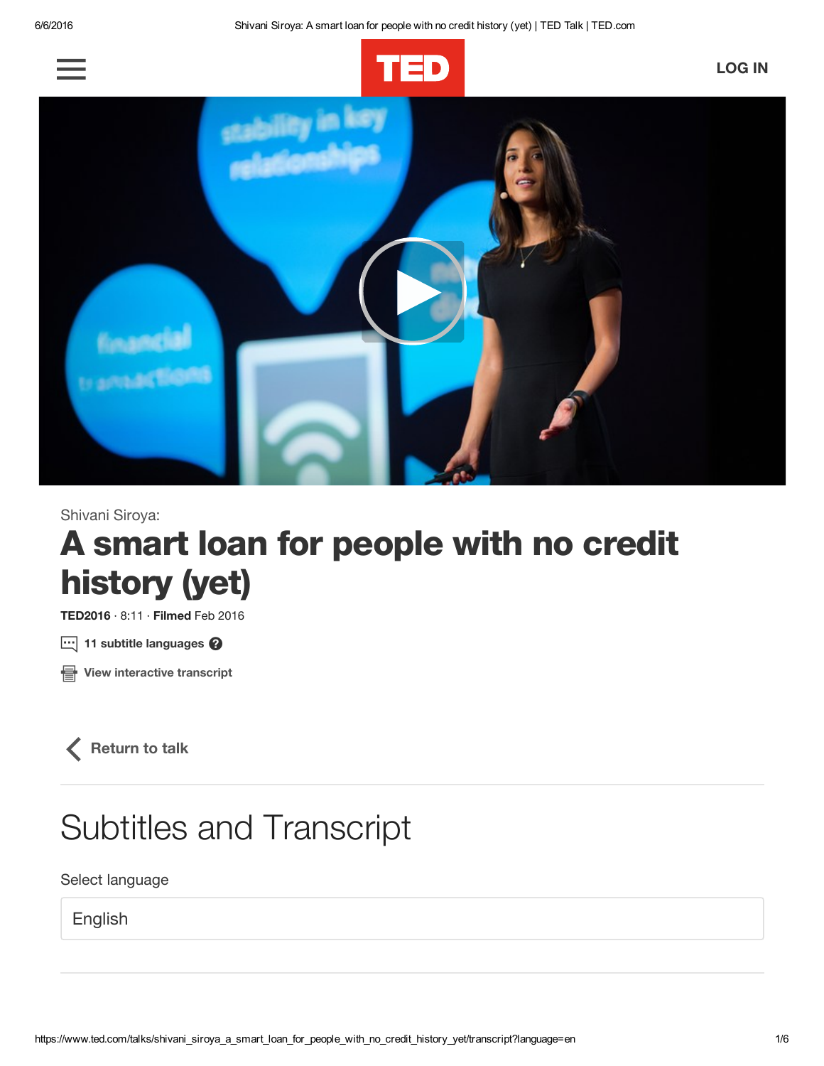TED

LOG IN

Shivani Siroya:

# A smart loan for people with no credit history (yet)

**TED2016** · 8:11 · **Filmed** Feb 2016

**11 subtitle languages**

**View interactive transcript**

**Return to talk**

## Subtitles and Transcript

Select language

English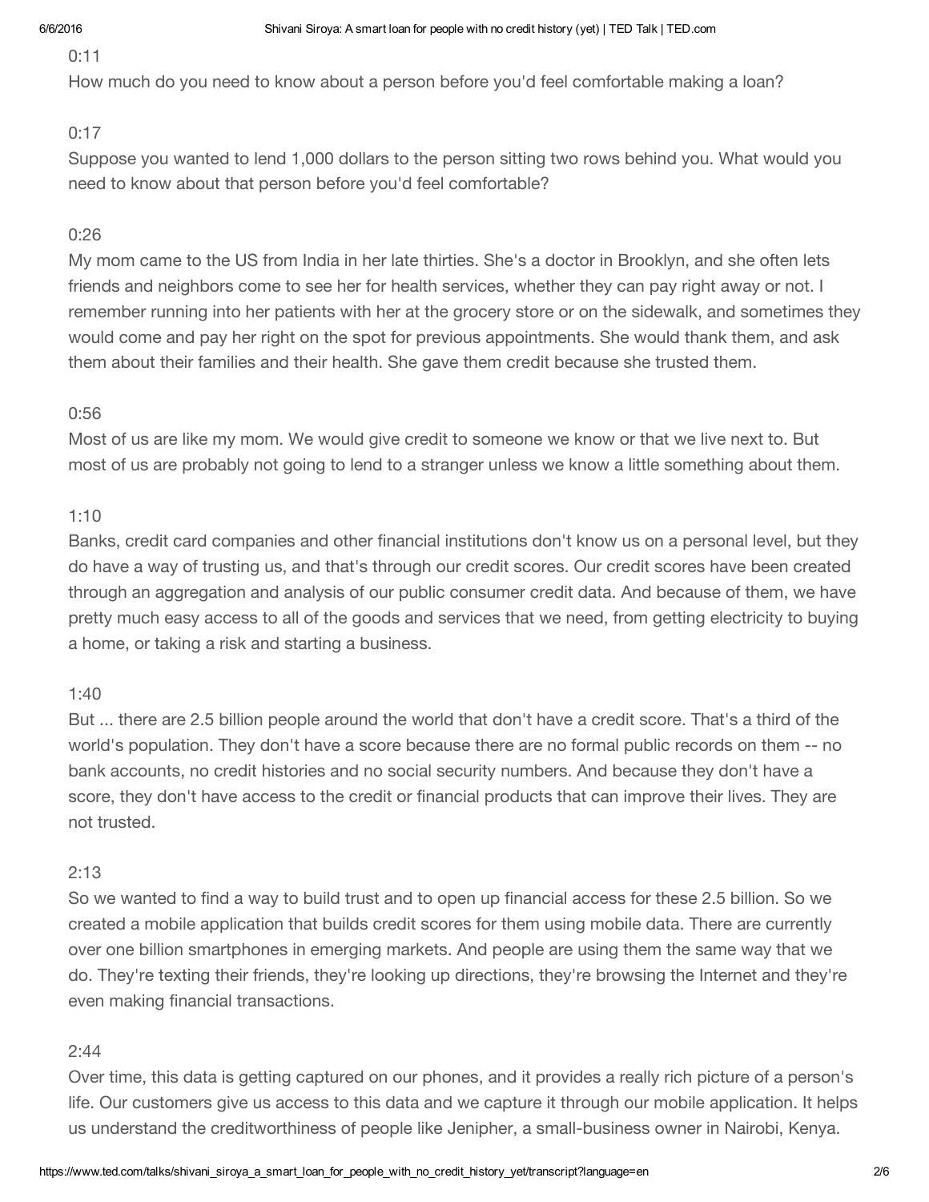0:11

How much do you need to know about a person before you'd feel comfortable making a loan?

0:17

Suppose you wanted to lend 1,000 dollars to the person sitting two rows behind you. What would you need to know about that person before you'd feel comfortable?

0:26

My mom came to the US from India in her late thirties. She's a doctor in Brooklyn, and she often lets friends and neighbors come to see her for health services, whether they can pay right away or not. I remember running into her patients with her at the grocery store or on the sidewalk, and sometimes they would come and pay her right on the spot for previous appointments. She would thank them, and ask them about their families and their health. She gave them credit because she trusted them.

0:56

Most of us are like my mom. We would give credit to someone we know or that we live next to. But most of us are probably not going to lend to a stranger unless we know a little something about them.

1:10

Banks, credit card companies and other financial institutions don't know us on a personal level, but they do have a way of trusting us, and that's through our credit scores. Our credit scores have been created through an aggregation and analysis of our public consumer credit data. And because of them, we have pretty much easy access to all of the goods and services that we need, from getting electricity to buying a home, or taking a risk and starting a business.

1:40

But ... there are 2.5 billion people around the world that don't have a credit score. That's a third of the world's population. They don't have a score because there are no formal public records on them -- no bank accounts, no credit histories and no social security numbers. And because they don't have a score, they don't have access to the credit or financial products that can improve their lives. They are not trusted.

2:13

So we wanted to find a way to build trust and to open up financial access for these 2.5 billion. So we created a mobile application that builds credit scores for them using mobile data. There are currently over one billion smartphones in emerging markets. And people are using them the same way that we do. They're texting their friends, they're looking up directions, they're browsing the Internet and they're even making financial transactions.

2:44

Over time, this data is getting captured on our phones, and it provides a really rich picture of a person's life. Our customers give us access to this data and we capture it through our mobile application. It helps us understand the creditworthiness of people like Jenipher, a small-business owner in Nairobi, Kenya.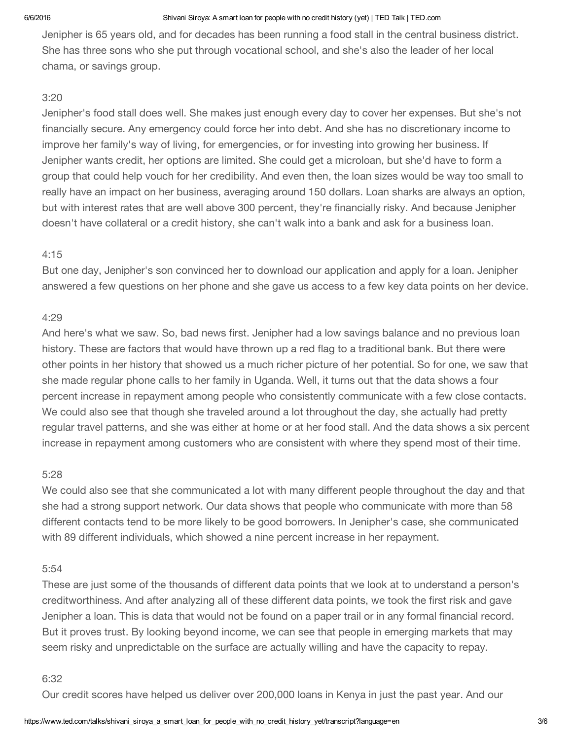Jenipher is 65 years old, and for decades has been running a food stall in the central business district. She has three sons who she put through vocational school, and she's also the leader of her local chama, or savings group.

3:20

Jenipher's food stall does well. She makes just enough every day to cover her expenses. But she's not financially secure. Any emergency could force her into debt. And she has no discretionary income to improve her family's way of living, for emergencies, or for investing into growing her business. If Jenipher wants credit, her options are limited. She could get a microloan, but she'd have to form a group that could help vouch for her credibility. And even then, the loan sizes would be way too small to really have an impact on her business, averaging around 150 dollars. Loan sharks are always an option, but with interest rates that are well above 300 percent, they're financially risky. And because Jenipher doesn't have collateral or a credit history, she can't walk into a bank and ask for a business loan.

4:15

But one day, Jenipher's son convinced her to download our application and apply for a loan. Jenipher answered a few questions on her phone and she gave us access to a few key data points on her device.

4:29

And here's what we saw. So, bad news first. Jenipher had a low savings balance and no previous loan history. These are factors that would have thrown up a red flag to a traditional bank. But there were other points in her history that showed us a much richer picture of her potential. So for one, we saw that she made regular phone calls to her family in Uganda. Well, it turns out that the data shows a four percent increase in repayment among people who consistently communicate with a few close contacts. We could also see that though she traveled around a lot throughout the day, she actually had pretty regular travel patterns, and she was either at home or at her food stall. And the data shows a six percent increase in repayment among customers who are consistent with where they spend most of their time.

5:28

We could also see that she communicated a lot with many different people throughout the day and that she had a strong support network. Our data shows that people who communicate with more than 58 different contacts tend to be more likely to be good borrowers. In Jenipher's case, she communicated with 89 different individuals, which showed a nine percent increase in her repayment.

5:54

These are just some of the thousands of different data points that we look at to understand a person's creditworthiness. And after analyzing all of these different data points, we took the first risk and gave Jenipher a loan. This is data that would not be found on a paper trail or in any formal financial record. But it proves trust. By looking beyond income, we can see that people in emerging markets that may seem risky and unpredictable on the surface are actually willing and have the capacity to repay.

6:32

Our credit scores have helped us deliver over 200,000 loans in Kenya in just the past year. And our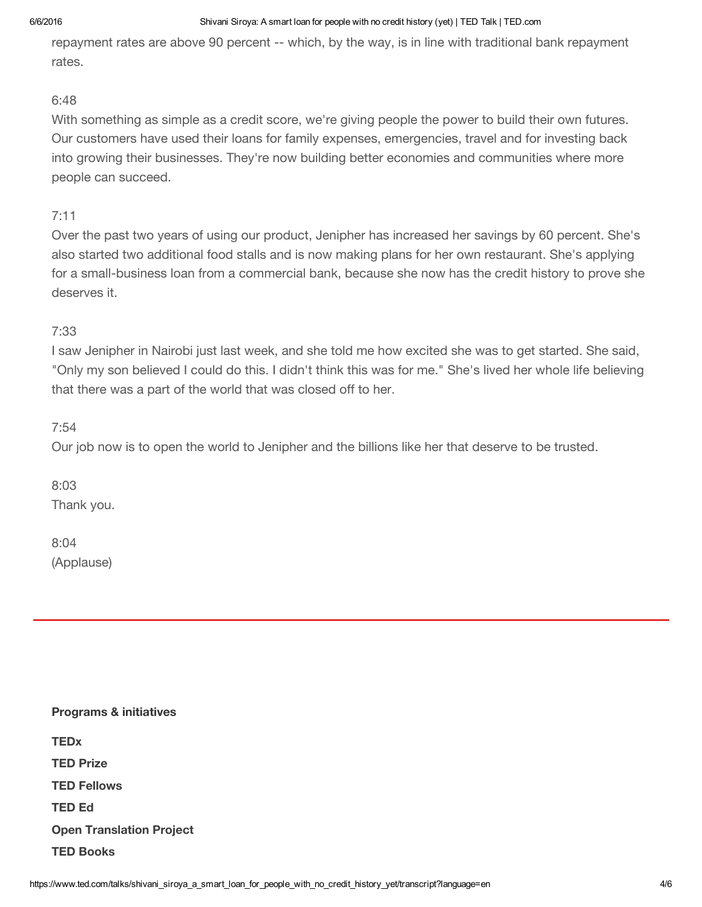repayment rates are above 90 percent -- which, by the way, is in line with traditional bank repayment rates.

6:48

With something as simple as a credit score, we're giving people the power to build their own futures. Our customers have used their loans for family expenses, emergencies, travel and for investing back into growing their businesses. They're now building better economies and communities where more people can succeed.

7:11

Over the past two years of using our product, Jenipher has increased her savings by 60 percent. She's also started two additional food stalls and is now making plans for her own restaurant. She's applying for a small-business loan from a commercial bank, because she now has the credit history to prove she deserves it.

7:33

I saw Jenipher in Nairobi just last week, and she told me how excited she was to get started. She said, "Only my son believed I could do this. I didn't think this was for me." She's lived her whole life believing that there was a part of the world that was closed off to her.

7:54

Our job now is to open the world to Jenipher and the billions like her that deserve to be trusted.

8:03

Thank you.

8:04

(Applause)

---

**Programs & initiatives**

**TEDx**

**TED Prize**

**TED Fellows**

**TED Ed**

**Open Translation Project**

**TED Books**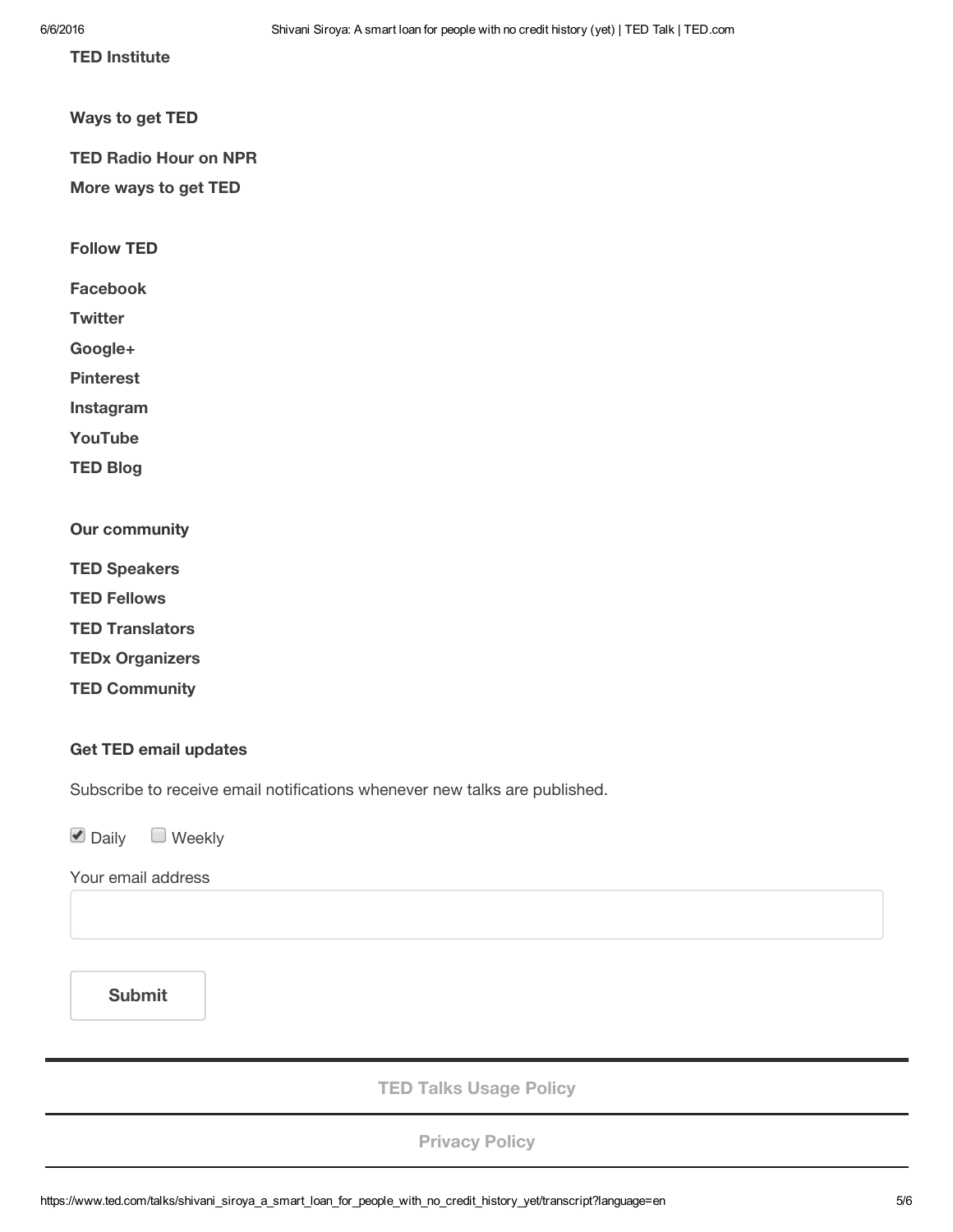**TED Institute**

**Ways to get TED**

**TED Radio Hour on NPR**

**More ways to get TED**

**Follow TED**

**Facebook**

**Twitter**

**Google+**

**Pinterest**

**Instagram**

**YouTube**

**TED Blog**

**Our community**

**TED Speakers**

**TED Fellows**

**TED Translators**

**TEDx Organizers**

**TED Community**

**Get TED email updates**

Subscribe to receive email notifications whenever new talks are published.

- [x] Daily
- [ ] Weekly

Your email address

**Submit**

---

**TED Talks Usage Policy**

---

**Privacy Policy**

---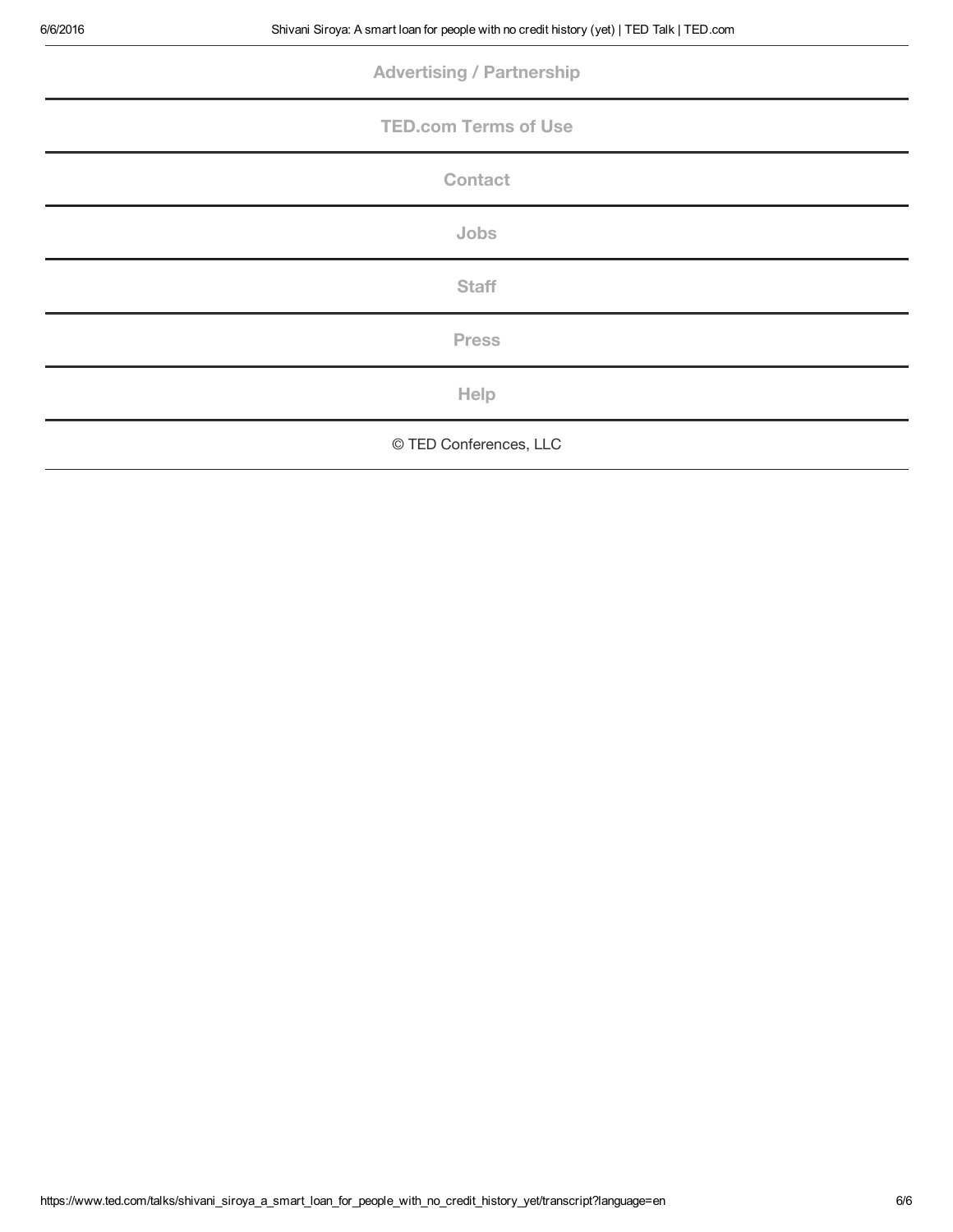Advertising / Partnership

TED.com Terms of Use

Contact

Jobs

Staff

Press

Help

© TED Conferences, LLC